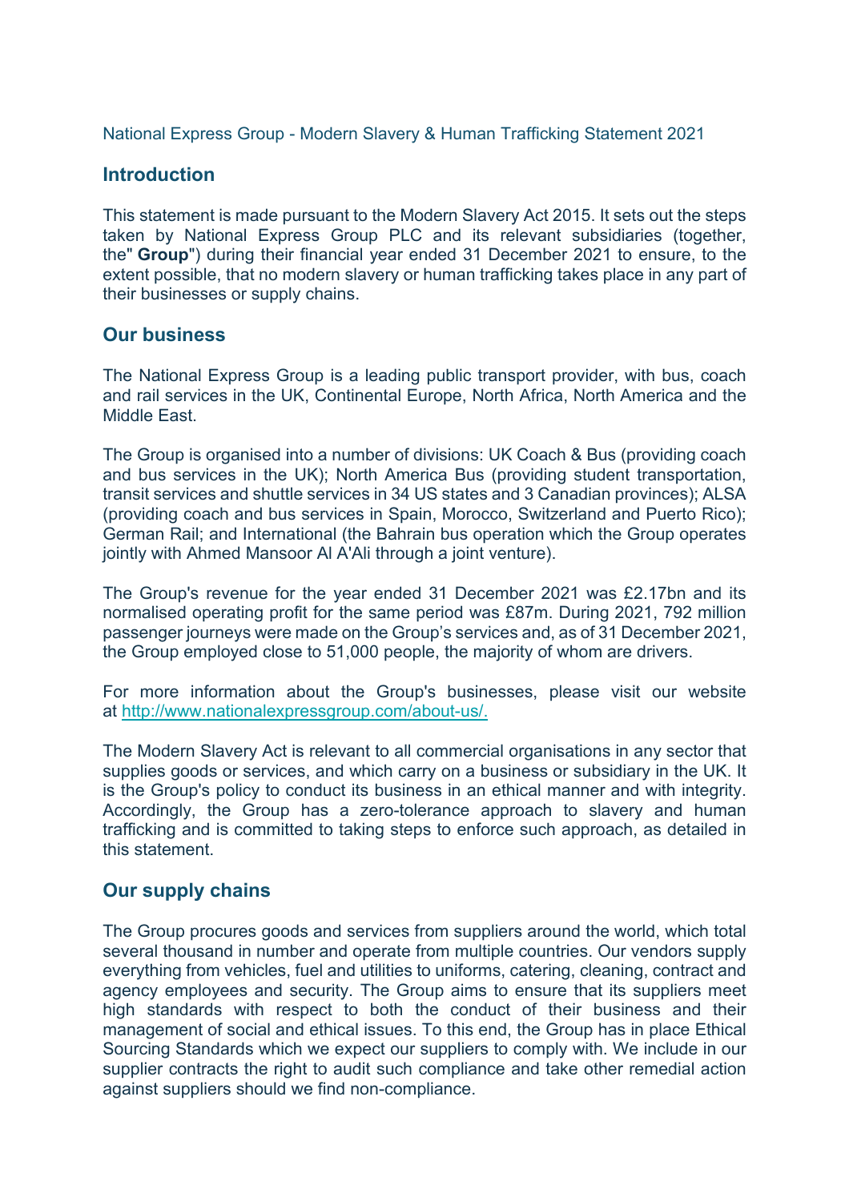National Express Group - Modern Slavery & Human Trafficking Statement 2021

## Introduction

This statement is made pursuant to the Modern Slavery Act 2015. It sets out the steps taken by National Express Group PLC and its relevant subsidiaries (together, the" **Group**") during their financial year ended 31 December 2021 to ensure, to the extent possible, that no modern slavery or human trafficking takes place in any part of their businesses or supply chains.

## Our business

The National Express Group is a leading public transport provider, with bus, coach and rail services in the UK, Continental Europe, North Africa, North America and the Middle East.

The Group is organised into a number of divisions: UK Coach & Bus (providing coach and bus services in the UK); North America Bus (providing student transportation, transit services and shuttle services in 34 US states and 3 Canadian provinces); ALSA (providing coach and bus services in Spain, Morocco, Switzerland and Puerto Rico); German Rail; and International (the Bahrain bus operation which the Group operates jointly with Ahmed Mansoor Al A'Ali through a joint venture).

The Group's revenue for the year ended 31 December 2021 was £2.17bn and its normalised operating profit for the same period was £87m. During 2021, 792 million passenger journeys were made on the Group's services and, as of 31 December 2021, the Group employed close to 51,000 people, the majority of whom are drivers.

For more information about the Group's businesses, please visit our website at [http://www.nationalexpressgroup.com/about-us/.](http://www.nationalexpressgroup.com/about-us/)

The Modern Slavery Act is relevant to all commercial organisations in any sector that supplies goods or services, and which carry on a business or subsidiary in the UK. It is the Group's policy to conduct its business in an ethical manner and with integrity. Accordingly, the Group has a zero-tolerance approach to slavery and human trafficking and is committed to taking steps to enforce such approach, as detailed in this statement.

## Our supply chains

The Group procures goods and services from suppliers around the world, which total several thousand in number and operate from multiple countries. Our vendors supply everything from vehicles, fuel and utilities to uniforms, catering, cleaning, contract and agency employees and security. The Group aims to ensure that its suppliers meet high standards with respect to both the conduct of their business and their management of social and ethical issues. To this end, the Group has in place Ethical Sourcing Standards which we expect our suppliers to comply with. We include in our supplier contracts the right to audit such compliance and take other remedial action against suppliers should we find non-compliance.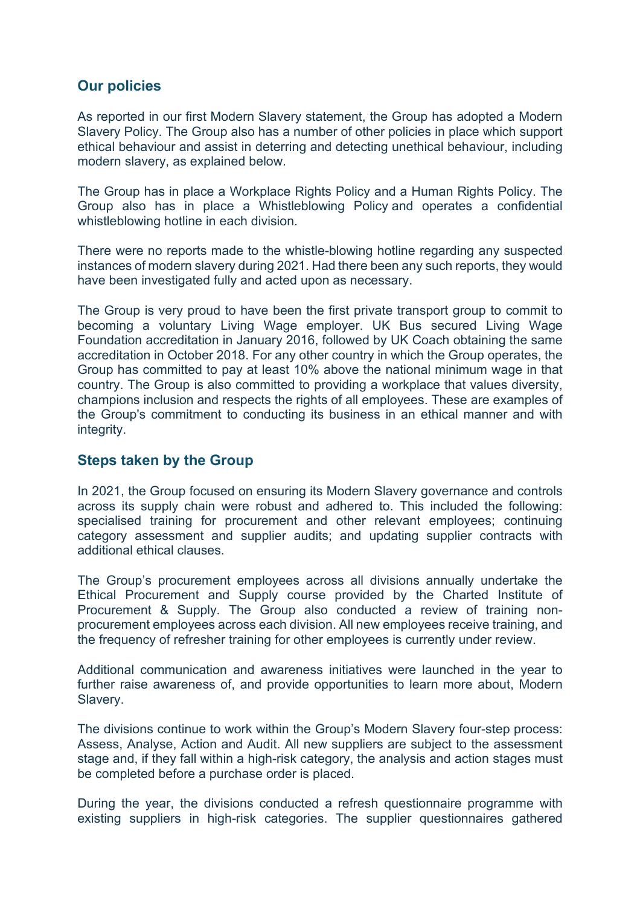## Our policies

As reported in our first Modern Slavery statement, the Group has adopted a Modern Slavery Policy. The Group also has a number of other policies in place which support ethical behaviour and assist in deterring and detecting unethical behaviour, including modern slavery, as explained below.

The Group has in place a Workplace Rights Policy and a Human Rights Policy. The Group also has in place a Whistleblowing Policy and operates a confidential whistleblowing hotline in each division.

There were no reports made to the whistle-blowing hotline regarding any suspected instances of modern slavery during 2021. Had there been any such reports, they would have been investigated fully and acted upon as necessary.

The Group is very proud to have been the first private transport group to commit to becoming a voluntary Living Wage employer. UK Bus secured Living Wage Foundation accreditation in January 2016, followed by UK Coach obtaining the same accreditation in October 2018. For any other country in which the Group operates, the Group has committed to pay at least 10% above the national minimum wage in that country. The Group is also committed to providing a workplace that values diversity, champions inclusion and respects the rights of all employees. These are examples of the Group's commitment to conducting its business in an ethical manner and with integrity.

## Steps taken by the Group

In 2021, the Group focused on ensuring its Modern Slavery governance and controls across its supply chain were robust and adhered to. This included the following: specialised training for procurement and other relevant employees; continuing category assessment and supplier audits; and updating supplier contracts with additional ethical clauses.

The Group's procurement employees across all divisions annually undertake the Ethical Procurement and Supply course provided by the Charted Institute of Procurement & Supply. The Group also conducted a review of training non-procurement employees across each division. All new employees receive training, and the frequency of refresher training for other employees is currently under review.

Additional communication and awareness initiatives were launched in the year to further raise awareness of, and provide opportunities to learn more about, Modern Slavery.

The divisions continue to work within the Group's Modern Slavery four-step process: Assess, Analyse, Action and Audit. All new suppliers are subject to the assessment stage and, if they fall within a high-risk category, the analysis and action stages must be completed before a purchase order is placed.

During the year, the divisions conducted a refresh questionnaire programme with existing suppliers in high-risk categories. The supplier questionnaires gathered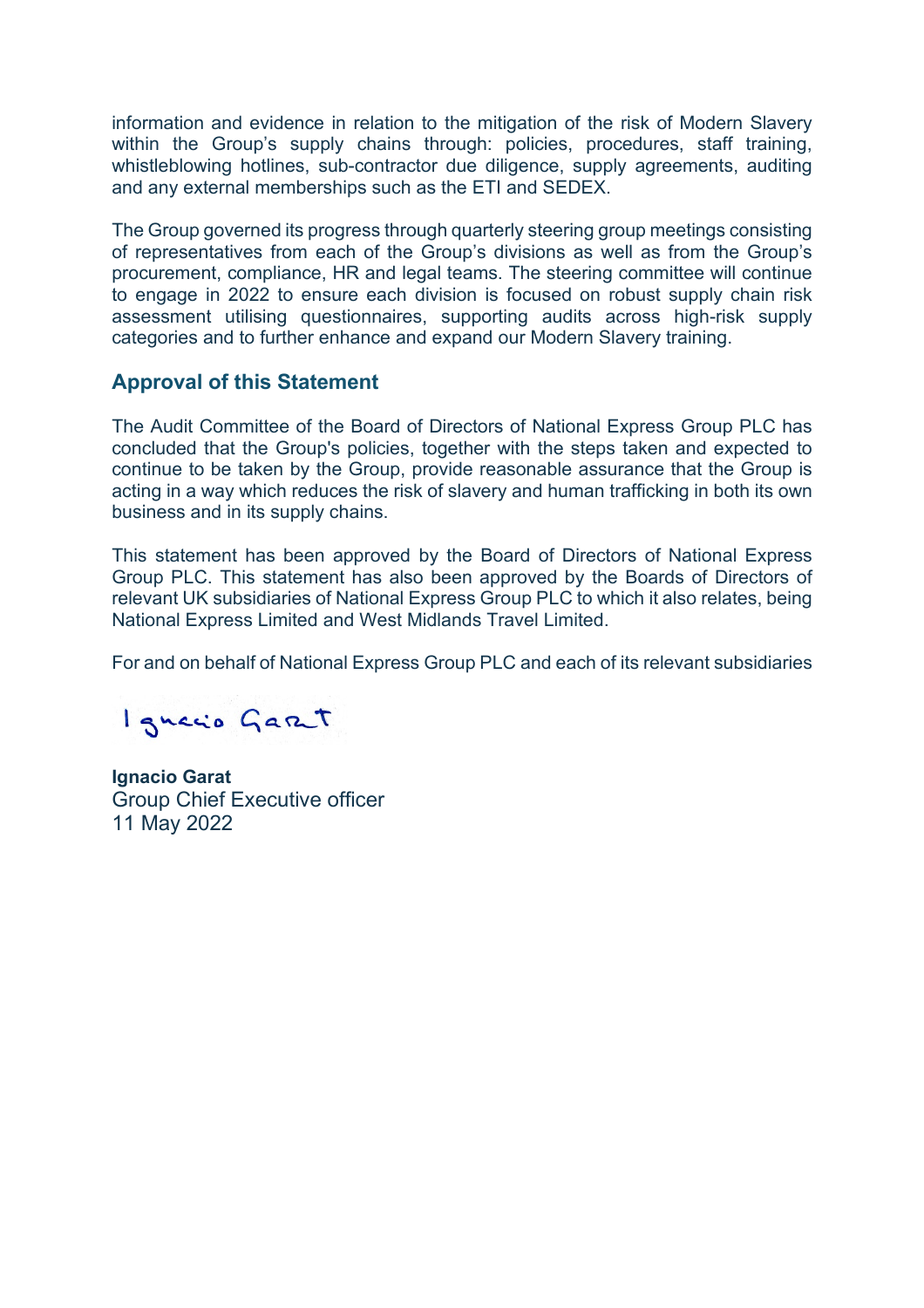information and evidence in relation to the mitigation of the risk of Modern Slavery within the Group's supply chains through: policies, procedures, staff training, whistleblowing hotlines, sub-contractor due diligence, supply agreements, auditing and any external memberships such as the ETI and SEDEX.

The Group governed its progress through quarterly steering group meetings consisting of representatives from each of the Group's divisions as well as from the Group's procurement, compliance, HR and legal teams. The steering committee will continue to engage in 2022 to ensure each division is focused on robust supply chain risk assessment utilising questionnaires, supporting audits across high-risk supply categories and to further enhance and expand our Modern Slavery training.

## Approval of this Statement

The Audit Committee of the Board of Directors of National Express Group PLC has concluded that the Group's policies, together with the steps taken and expected to continue to be taken by the Group, provide reasonable assurance that the Group is acting in a way which reduces the risk of slavery and human trafficking in both its own business and in its supply chains.

This statement has been approved by the Board of Directors of National Express Group PLC. This statement has also been approved by the Boards of Directors of relevant UK subsidiaries of National Express Group PLC to which it also relates, being National Express Limited and West Midlands Travel Limited.

For and on behalf of National Express Group PLC and each of its relevant subsidiaries

Ignacio Garat

**Ignacio Garat**
Group Chief Executive officer
11 May 2022